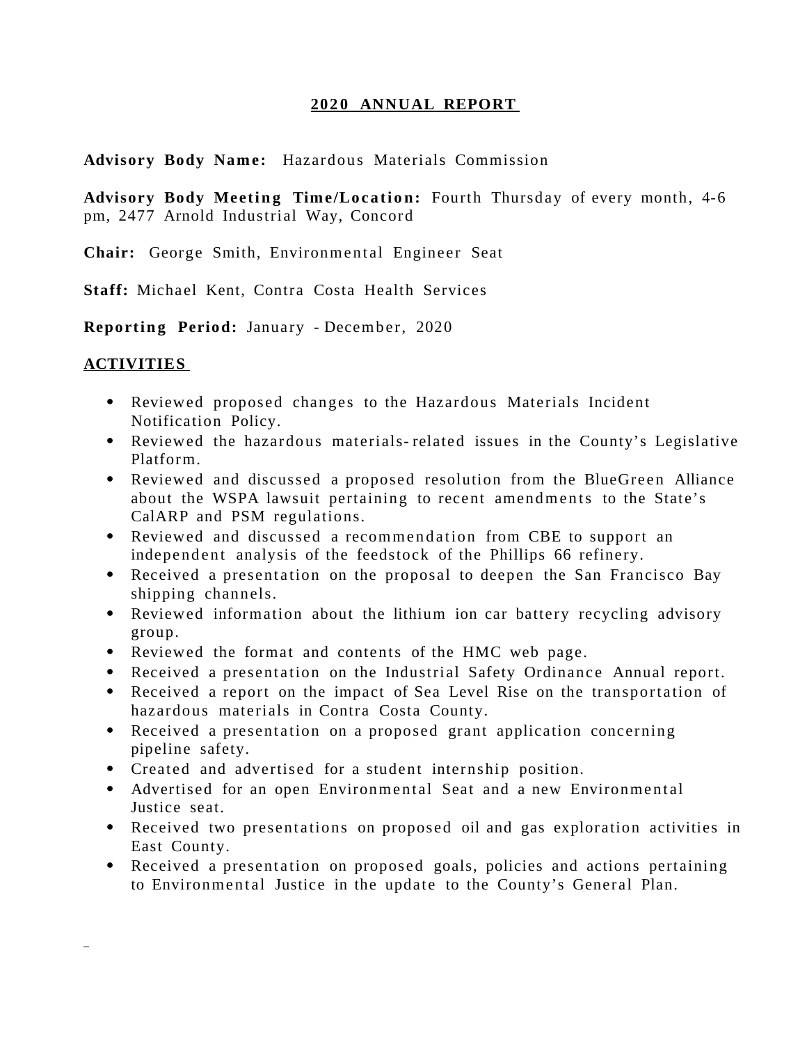# 2020 ANNUAL REPORT

**Advisory Body Name:** Hazardous Materials Commission

**Advisory Body Meeting Time/Location:** Fourth Thursday of every month, 4-6 pm, 2477 Arnold Industrial Way, Concord

**Chair:** George Smith, Environmental Engineer Seat

**Staff:** Michael Kent, Contra Costa Health Services

**Reporting Period:** January - December, 2020

## ACTIVITIES

- Reviewed proposed changes to the Hazardous Materials Incident Notification Policy.
- Reviewed the hazardous materials-related issues in the County's Legislative Platform.
- Reviewed and discussed a proposed resolution from the BlueGreen Alliance about the WSPA lawsuit pertaining to recent amendments to the State's CalARP and PSM regulations.
- Reviewed and discussed a recommendation from CBE to support an independent analysis of the feedstock of the Phillips 66 refinery.
- Received a presentation on the proposal to deepen the San Francisco Bay shipping channels.
- Reviewed information about the lithium ion car battery recycling advisory group.
- Reviewed the format and contents of the HMC web page.
- Received a presentation on the Industrial Safety Ordinance Annual report.
- Received a report on the impact of Sea Level Rise on the transportation of hazardous materials in Contra Costa County.
- Received a presentation on a proposed grant application concerning pipeline safety.
- Created and advertised for a student internship position.
- Advertised for an open Environmental Seat and a new Environmental Justice seat.
- Received two presentations on proposed oil and gas exploration activities in East County.
- Received a presentation on proposed goals, policies and actions pertaining to Environmental Justice in the update to the County's General Plan.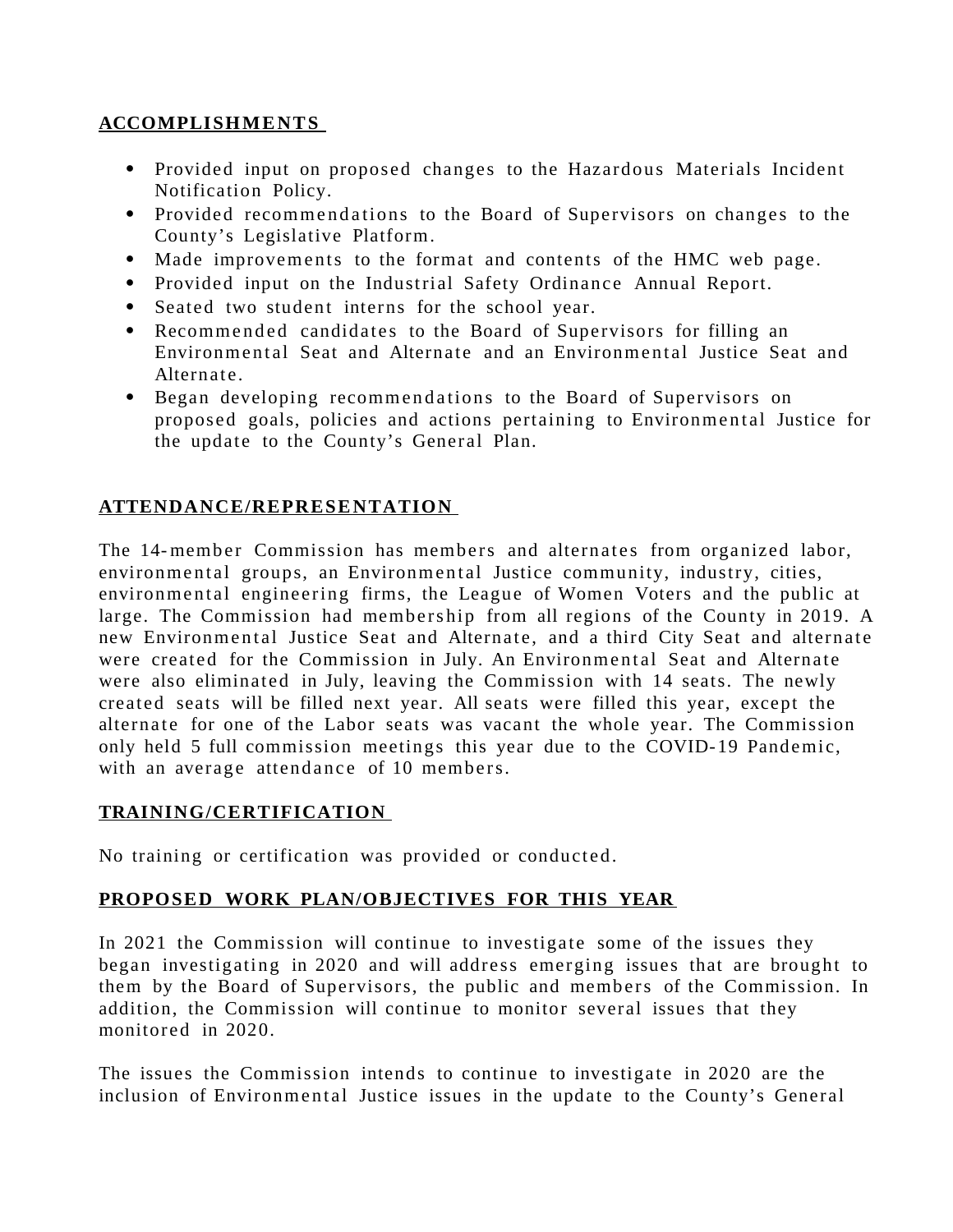## ACCOMPLISHMENTS

- Provided input on proposed changes to the Hazardous Materials Incident Notification Policy.
- Provided recommendations to the Board of Supervisors on changes to the County's Legislative Platform.
- Made improvements to the format and contents of the HMC web page.
- Provided input on the Industrial Safety Ordinance Annual Report.
- Seated two student interns for the school year.
- Recommended candidates to the Board of Supervisors for filling an Environmental Seat and Alternate and an Environmental Justice Seat and Alternate.
- Began developing recommendations to the Board of Supervisors on proposed goals, policies and actions pertaining to Environmental Justice for the update to the County's General Plan.

## ATTENDANCE/REPRESENTATION

The 14-member Commission has members and alternates from organized labor, environmental groups, an Environmental Justice community, industry, cities, environmental engineering firms, the League of Women Voters and the public at large. The Commission had membership from all regions of the County in 2019. A new Environmental Justice Seat and Alternate, and a third City Seat and alternate were created for the Commission in July. An Environmental Seat and Alternate were also eliminated in July, leaving the Commission with 14 seats. The newly created seats will be filled next year. All seats were filled this year, except the alternate for one of the Labor seats was vacant the whole year. The Commission only held 5 full commission meetings this year due to the COVID-19 Pandemic, with an average attendance of 10 members.

## TRAINING/CERTIFICATION

No training or certification was provided or conducted.

## PROPOSED WORK PLAN/OBJECTIVES FOR THIS YEAR

In 2021 the Commission will continue to investigate some of the issues they began investigating in 2020 and will address emerging issues that are brought to them by the Board of Supervisors, the public and members of the Commission. In addition, the Commission will continue to monitor several issues that they monitored in 2020.

The issues the Commission intends to continue to investigate in 2020 are the inclusion of Environmental Justice issues in the update to the County's General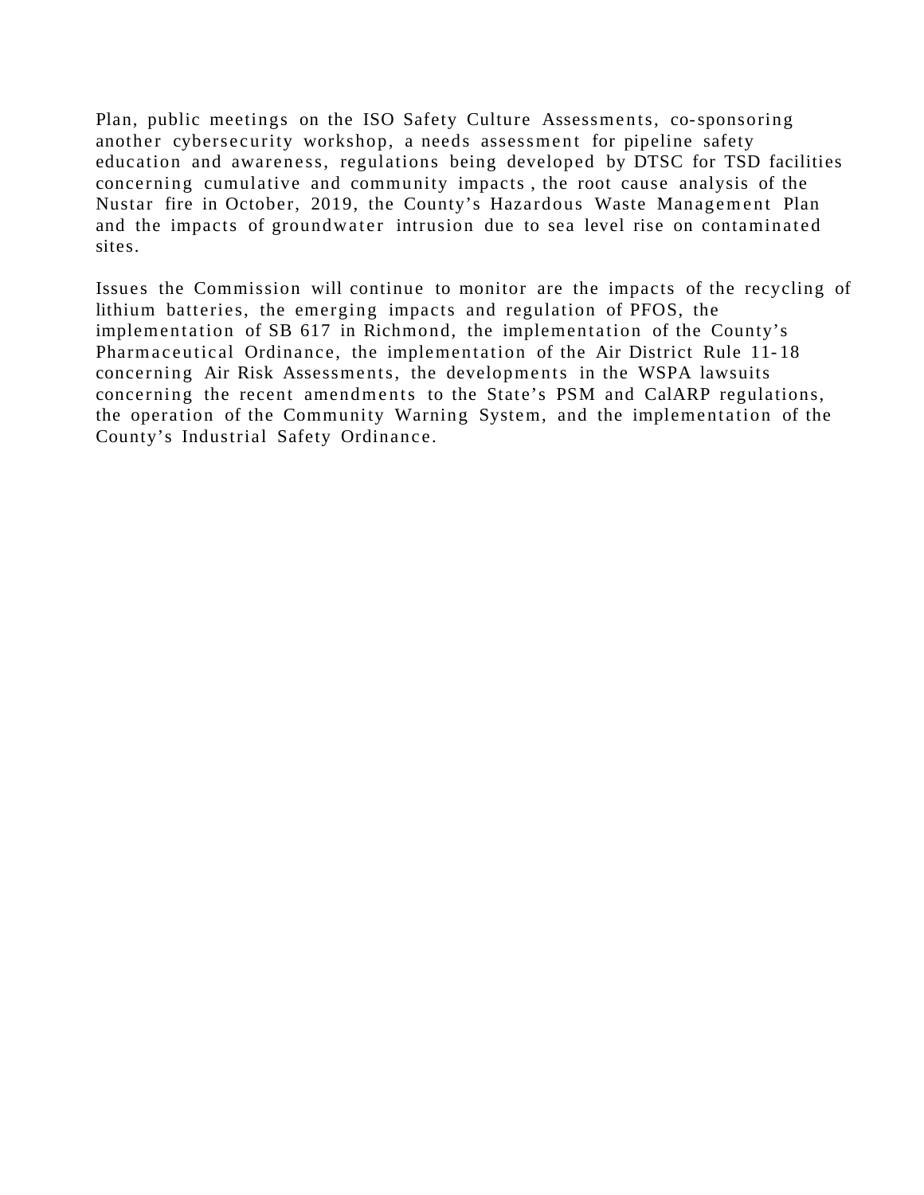Plan, public meetings on the ISO Safety Culture Assessments, co-sponsoring another cybersecurity workshop, a needs assessment for pipeline safety education and awareness, regulations being developed by DTSC for TSD facilities concerning cumulative and community impacts, the root cause analysis of the Nustar fire in October, 2019, the County's Hazardous Waste Management Plan and the impacts of groundwater intrusion due to sea level rise on contaminated sites.

Issues the Commission will continue to monitor are the impacts of the recycling of lithium batteries, the emerging impacts and regulation of PFOS, the implementation of SB 617 in Richmond, the implementation of the County's Pharmaceutical Ordinance, the implementation of the Air District Rule 11-18 concerning Air Risk Assessments, the developments in the WSPA lawsuits concerning the recent amendments to the State's PSM and CalARP regulations, the operation of the Community Warning System, and the implementation of the County's Industrial Safety Ordinance.